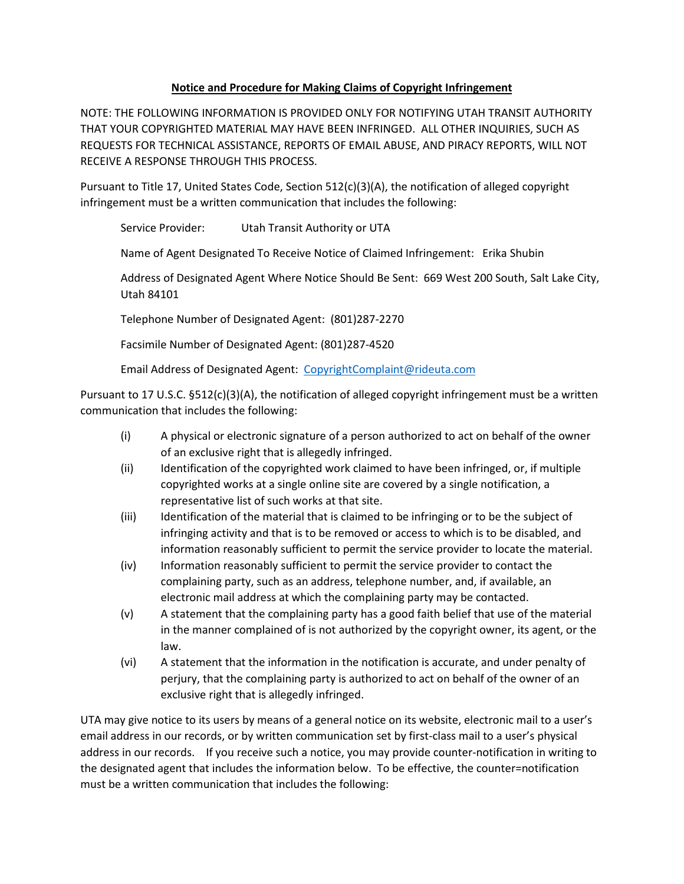**Notice and Procedure for Making Claims of Copyright Infringement**

NOTE: THE FOLLOWING INFORMATION IS PROVIDED ONLY FOR NOTIFYING UTAH TRANSIT AUTHORITY THAT YOUR COPYRIGHTED MATERIAL MAY HAVE BEEN INFRINGED. ALL OTHER INQUIRIES, SUCH AS REQUESTS FOR TECHNICAL ASSISTANCE, REPORTS OF EMAIL ABUSE, AND PIRACY REPORTS, WILL NOT RECEIVE A RESPONSE THROUGH THIS PROCESS.

Pursuant to Title 17, United States Code, Section 512(c)(3)(A), the notification of alleged copyright infringement must be a written communication that includes the following:

Service Provider: Utah Transit Authority or UTA

Name of Agent Designated To Receive Notice of Claimed Infringement: Erika Shubin

Address of Designated Agent Where Notice Should Be Sent: 669 West 200 South, Salt Lake City, Utah 84101

Telephone Number of Designated Agent: (801)287-2270

Facsimile Number of Designated Agent: (801)287-4520

Email Address of Designated Agent: CopyrightComplaint@rideuta.com

Pursuant to 17 U.S.C. §512(c)(3)(A), the notification of alleged copyright infringement must be a written communication that includes the following:

(i) A physical or electronic signature of a person authorized to act on behalf of the owner of an exclusive right that is allegedly infringed.

(ii) Identification of the copyrighted work claimed to have been infringed, or, if multiple copyrighted works at a single online site are covered by a single notification, a representative list of such works at that site.

(iii) Identification of the material that is claimed to be infringing or to be the subject of infringing activity and that is to be removed or access to which is to be disabled, and information reasonably sufficient to permit the service provider to locate the material.

(iv) Information reasonably sufficient to permit the service provider to contact the complaining party, such as an address, telephone number, and, if available, an electronic mail address at which the complaining party may be contacted.

(v) A statement that the complaining party has a good faith belief that use of the material in the manner complained of is not authorized by the copyright owner, its agent, or the law.

(vi) A statement that the information in the notification is accurate, and under penalty of perjury, that the complaining party is authorized to act on behalf of the owner of an exclusive right that is allegedly infringed.

UTA may give notice to its users by means of a general notice on its website, electronic mail to a user's email address in our records, or by written communication set by first-class mail to a user's physical address in our records. If you receive such a notice, you may provide counter-notification in writing to the designated agent that includes the information below. To be effective, the counter=notification must be a written communication that includes the following: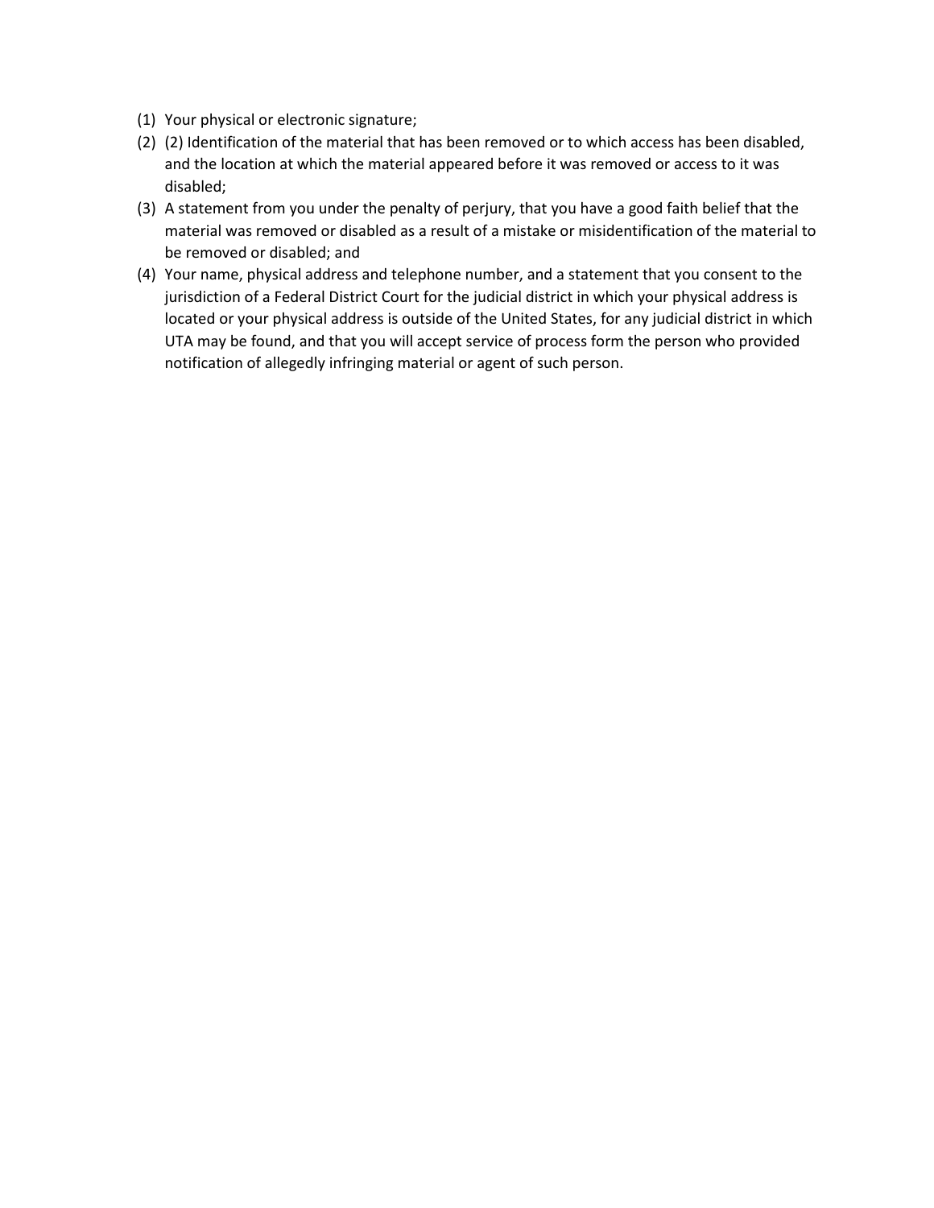(1) Your physical or electronic signature;
(2) (2) Identification of the material that has been removed or to which access has been disabled, and the location at which the material appeared before it was removed or access to it was disabled;
(3) A statement from you under the penalty of perjury, that you have a good faith belief that the material was removed or disabled as a result of a mistake or misidentification of the material to be removed or disabled; and
(4) Your name, physical address and telephone number, and a statement that you consent to the jurisdiction of a Federal District Court for the judicial district in which your physical address is located or your physical address is outside of the United States, for any judicial district in which UTA may be found, and that you will accept service of process form the person who provided notification of allegedly infringing material or agent of such person.